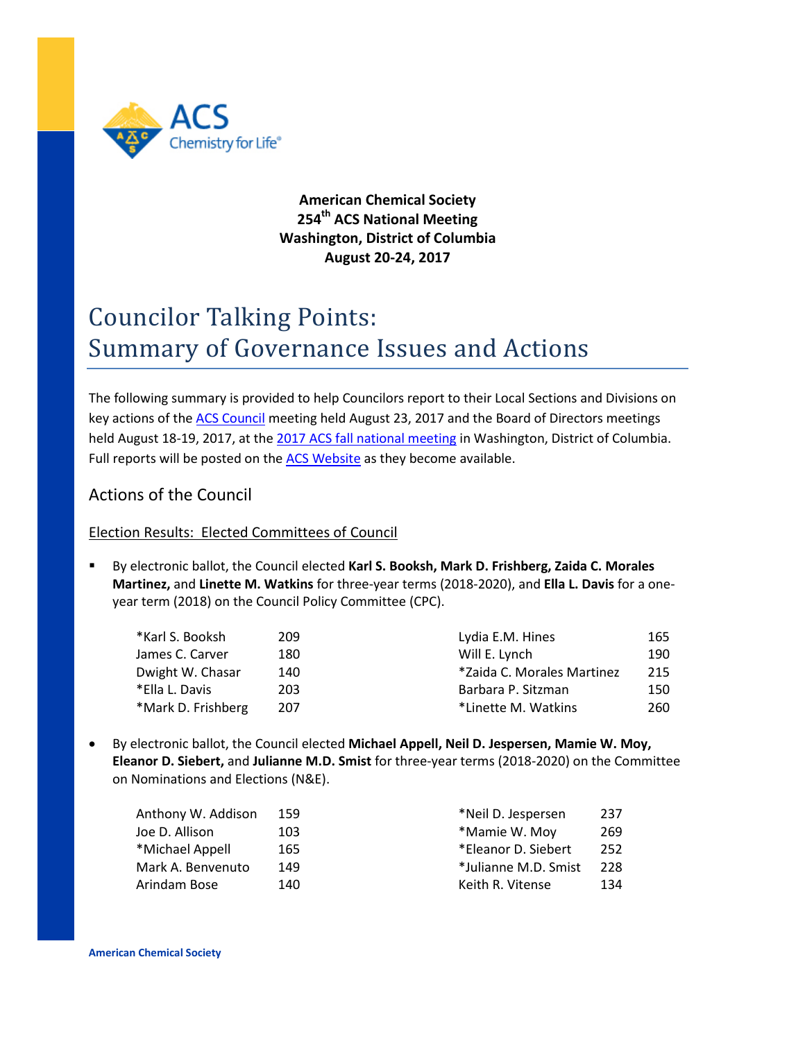**American Chemical Society**
**254th ACS National Meeting**
**Washington, District of Columbia**
**August 20-24, 2017**

# Councilor Talking Points: Summary of Governance Issues and Actions

The following summary is provided to help Councilors report to their Local Sections and Divisions on key actions of the ACS Council meeting held August 23, 2017 and the Board of Directors meetings held August 18-19, 2017, at the 2017 ACS fall national meeting in Washington, District of Columbia. Full reports will be posted on the ACS Website as they become available.

## Actions of the Council

### Election Results: Elected Committees of Council

- By electronic ballot, the Council elected **Karl S. Booksh, Mark D. Frishberg, Zaida C. Morales Martinez,** and **Linette M. Watkins** for three-year terms (2018-2020), and **Ella L. Davis** for a one-year term (2018) on the Council Policy Committee (CPC).

| Candidate | Votes | Candidate | Votes |
|---|---|---|---|
| *Karl S. Booksh | 209 | Lydia E.M. Hines | 165 |
| James C. Carver | 180 | Will E. Lynch | 190 |
| Dwight W. Chasar | 140 | *Zaida C. Morales Martinez | 215 |
| *Ella L. Davis | 203 | Barbara P. Sitzman | 150 |
| *Mark D. Frishberg | 207 | *Linette M. Watkins | 260 |

- By electronic ballot, the Council elected **Michael Appell, Neil D. Jespersen, Mamie W. Moy, Eleanor D. Siebert,** and **Julianne M.D. Smist** for three-year terms (2018-2020) on the Committee on Nominations and Elections (N&E).

| Candidate | Votes | Candidate | Votes |
|---|---|---|---|
| Anthony W. Addison | 159 | *Neil D. Jespersen | 237 |
| Joe D. Allison | 103 | *Mamie W. Moy | 269 |
| *Michael Appell | 165 | *Eleanor D. Siebert | 252 |
| Mark A. Benvenuto | 149 | *Julianne M.D. Smist | 228 |
| Arindam Bose | 140 | Keith R. Vitense | 134 |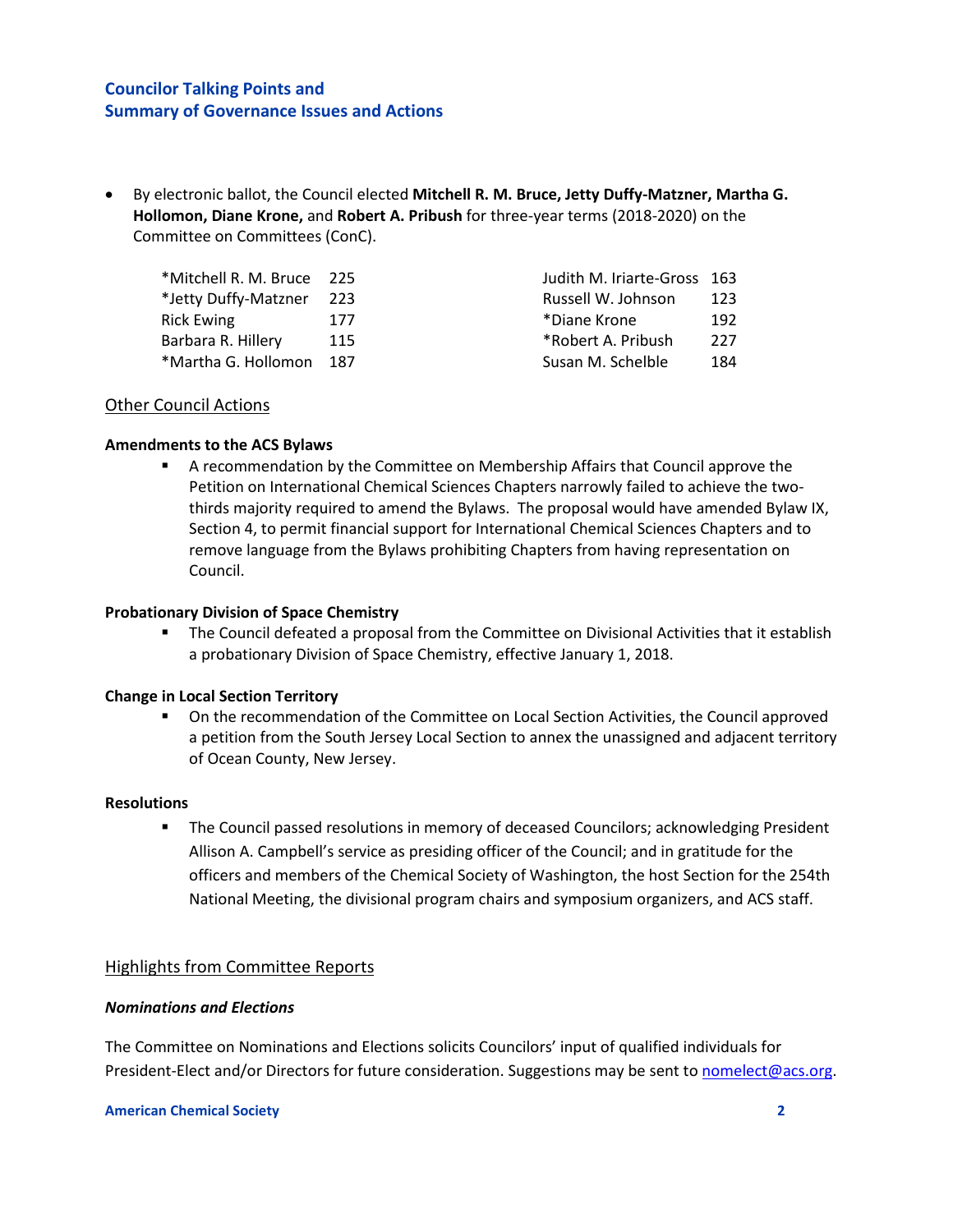## Councilor Talking Points and Summary of Governance Issues and Actions

- By electronic ballot, the Council elected **Mitchell R. M. Bruce, Jetty Duffy-Matzner, Martha G. Hollomon, Diane Krone,** and **Robert A. Pribush** for three-year terms (2018-2020) on the Committee on Committees (ConC).

| | | | |
|---|---|---|---|
| *Mitchell R. M. Bruce | 225 | Judith M. Iriarte-Gross | 163 |
| *Jetty Duffy-Matzner | 223 | Russell W. Johnson | 123 |
| Rick Ewing | 177 | *Diane Krone | 192 |
| Barbara R. Hillery | 115 | *Robert A. Pribush | 227 |
| *Martha G. Hollomon | 187 | Susan M. Schelble | 184 |

### Other Council Actions

**Amendments to the ACS Bylaws**

- A recommendation by the Committee on Membership Affairs that Council approve the Petition on International Chemical Sciences Chapters narrowly failed to achieve the two-thirds majority required to amend the Bylaws. The proposal would have amended Bylaw IX, Section 4, to permit financial support for International Chemical Sciences Chapters and to remove language from the Bylaws prohibiting Chapters from having representation on Council.

**Probationary Division of Space Chemistry**

- The Council defeated a proposal from the Committee on Divisional Activities that it establish a probationary Division of Space Chemistry, effective January 1, 2018.

**Change in Local Section Territory**

- On the recommendation of the Committee on Local Section Activities, the Council approved a petition from the South Jersey Local Section to annex the unassigned and adjacent territory of Ocean County, New Jersey.

**Resolutions**

- The Council passed resolutions in memory of deceased Councilors; acknowledging President Allison A. Campbell's service as presiding officer of the Council; and in gratitude for the officers and members of the Chemical Society of Washington, the host Section for the 254th National Meeting, the divisional program chairs and symposium organizers, and ACS staff.

### Highlights from Committee Reports

***Nominations and Elections***

The Committee on Nominations and Elections solicits Councilors' input of qualified individuals for President-Elect and/or Directors for future consideration. Suggestions may be sent to nomelect@acs.org.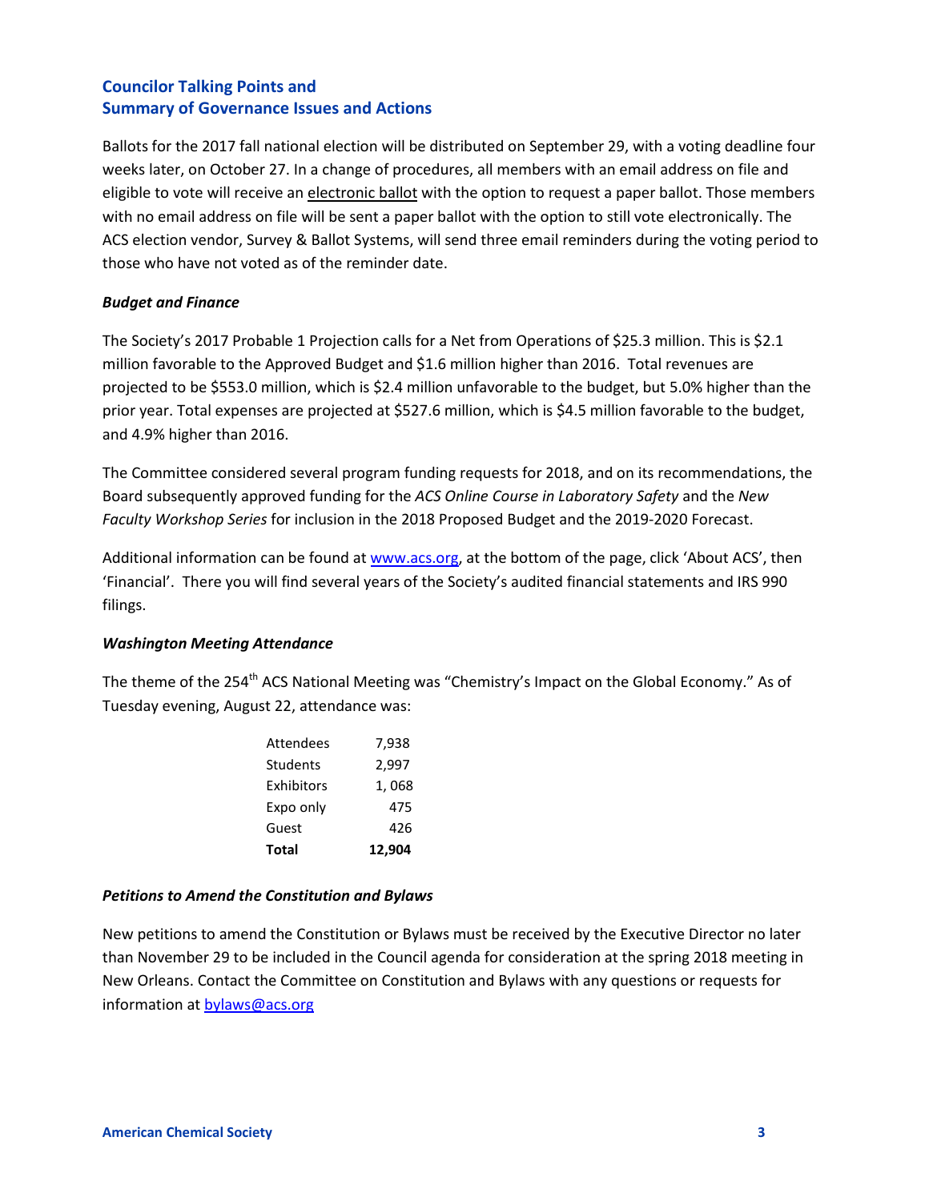## Councilor Talking Points and Summary of Governance Issues and Actions

Ballots for the 2017 fall national election will be distributed on September 29, with a voting deadline four weeks later, on October 27. In a change of procedures, all members with an email address on file and eligible to vote will receive an electronic ballot with the option to request a paper ballot. Those members with no email address on file will be sent a paper ballot with the option to still vote electronically. The ACS election vendor, Survey & Ballot Systems, will send three email reminders during the voting period to those who have not voted as of the reminder date.

### *Budget and Finance*

The Society's 2017 Probable 1 Projection calls for a Net from Operations of $25.3 million. This is $2.1 million favorable to the Approved Budget and $1.6 million higher than 2016. Total revenues are projected to be $553.0 million, which is $2.4 million unfavorable to the budget, but 5.0% higher than the prior year. Total expenses are projected at $527.6 million, which is $4.5 million favorable to the budget, and 4.9% higher than 2016.

The Committee considered several program funding requests for 2018, and on its recommendations, the Board subsequently approved funding for the *ACS Online Course in Laboratory Safety* and the *New Faculty Workshop Series* for inclusion in the 2018 Proposed Budget and the 2019-2020 Forecast.

Additional information can be found at www.acs.org, at the bottom of the page, click 'About ACS', then 'Financial'. There you will find several years of the Society's audited financial statements and IRS 990 filings.

### *Washington Meeting Attendance*

The theme of the 254th ACS National Meeting was "Chemistry's Impact on the Global Economy." As of Tuesday evening, August 22, attendance was:

| | |
|---|---|
| Attendees | 7,938 |
| Students | 2,997 |
| Exhibitors | 1, 068 |
| Expo only | 475 |
| Guest | 426 |
| **Total** | **12,904** |

### *Petitions to Amend the Constitution and Bylaws*

New petitions to amend the Constitution or Bylaws must be received by the Executive Director no later than November 29 to be included in the Council agenda for consideration at the spring 2018 meeting in New Orleans. Contact the Committee on Constitution and Bylaws with any questions or requests for information at bylaws@acs.org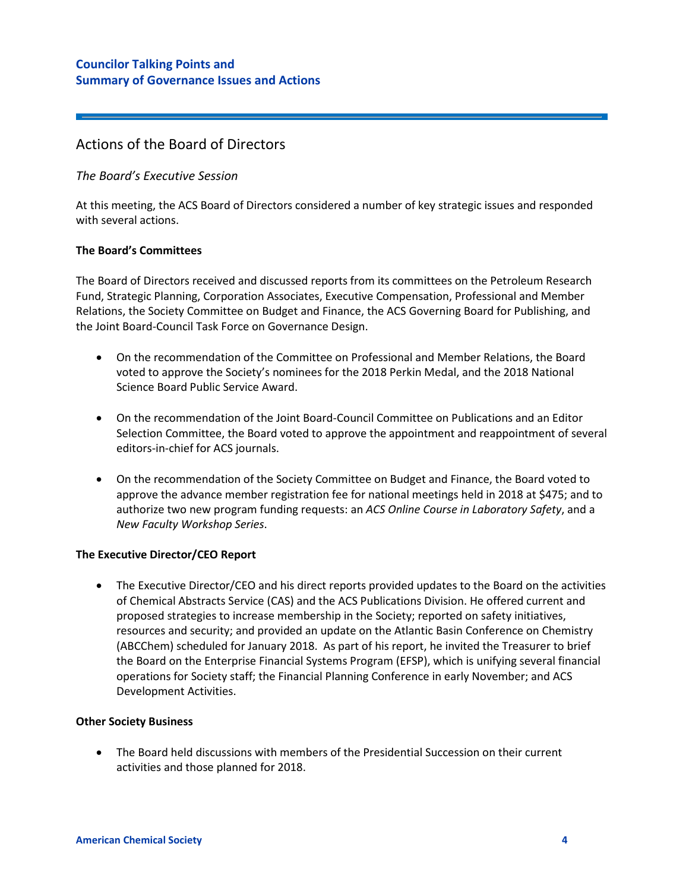## Actions of the Board of Directors

### *The Board's Executive Session*

At this meeting, the ACS Board of Directors considered a number of key strategic issues and responded with several actions.

**The Board's Committees**

The Board of Directors received and discussed reports from its committees on the Petroleum Research Fund, Strategic Planning, Corporation Associates, Executive Compensation, Professional and Member Relations, the Society Committee on Budget and Finance, the ACS Governing Board for Publishing, and the Joint Board-Council Task Force on Governance Design.

- On the recommendation of the Committee on Professional and Member Relations, the Board voted to approve the Society's nominees for the 2018 Perkin Medal, and the 2018 National Science Board Public Service Award.

- On the recommendation of the Joint Board-Council Committee on Publications and an Editor Selection Committee, the Board voted to approve the appointment and reappointment of several editors-in-chief for ACS journals.

- On the recommendation of the Society Committee on Budget and Finance, the Board voted to approve the advance member registration fee for national meetings held in 2018 at $475; and to authorize two new program funding requests: an *ACS Online Course in Laboratory Safety*, and a *New Faculty Workshop Series*.

**The Executive Director/CEO Report**

- The Executive Director/CEO and his direct reports provided updates to the Board on the activities of Chemical Abstracts Service (CAS) and the ACS Publications Division. He offered current and proposed strategies to increase membership in the Society; reported on safety initiatives, resources and security; and provided an update on the Atlantic Basin Conference on Chemistry (ABCChem) scheduled for January 2018. As part of his report, he invited the Treasurer to brief the Board on the Enterprise Financial Systems Program (EFSP), which is unifying several financial operations for Society staff; the Financial Planning Conference in early November; and ACS Development Activities.

**Other Society Business**

- The Board held discussions with members of the Presidential Succession on their current activities and those planned for 2018.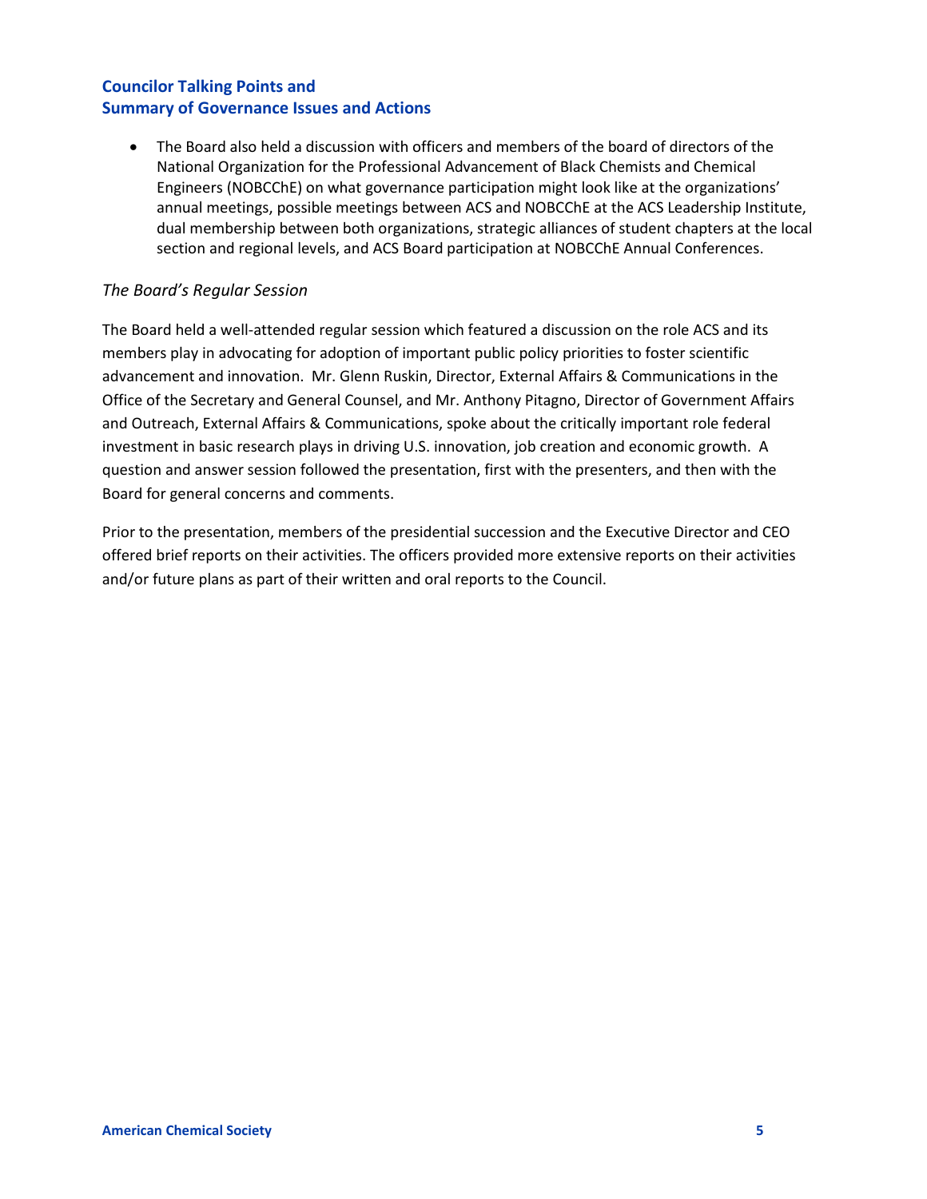- The Board also held a discussion with officers and members of the board of directors of the National Organization for the Professional Advancement of Black Chemists and Chemical Engineers (NOBCChE) on what governance participation might look like at the organizations' annual meetings, possible meetings between ACS and NOBCChE at the ACS Leadership Institute, dual membership between both organizations, strategic alliances of student chapters at the local section and regional levels, and ACS Board participation at NOBCChE Annual Conferences.

*The Board's Regular Session*

The Board held a well-attended regular session which featured a discussion on the role ACS and its members play in advocating for adoption of important public policy priorities to foster scientific advancement and innovation. Mr. Glenn Ruskin, Director, External Affairs & Communications in the Office of the Secretary and General Counsel, and Mr. Anthony Pitagno, Director of Government Affairs and Outreach, External Affairs & Communications, spoke about the critically important role federal investment in basic research plays in driving U.S. innovation, job creation and economic growth. A question and answer session followed the presentation, first with the presenters, and then with the Board for general concerns and comments.

Prior to the presentation, members of the presidential succession and the Executive Director and CEO offered brief reports on their activities. The officers provided more extensive reports on their activities and/or future plans as part of their written and oral reports to the Council.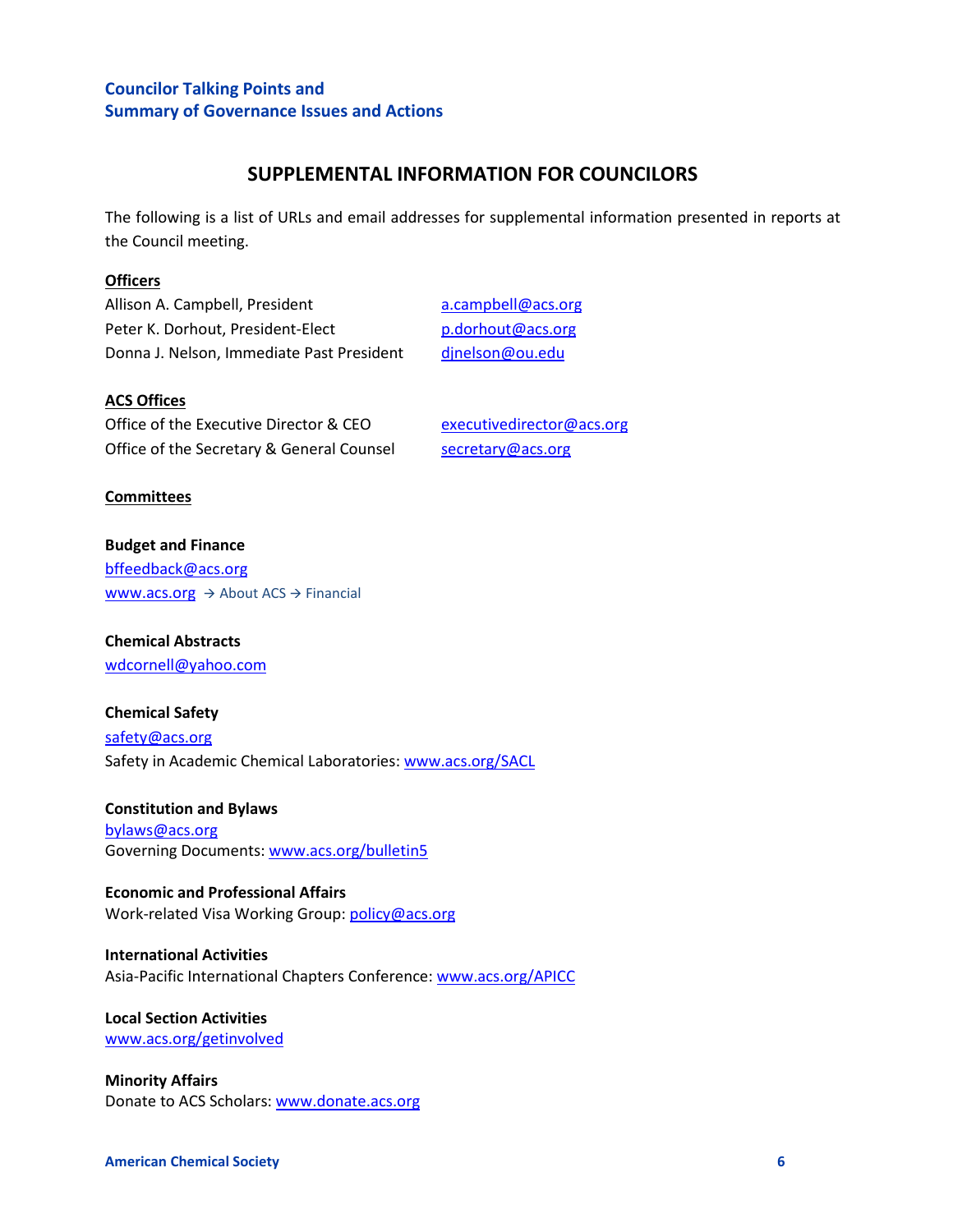**Councilor Talking Points and**
**Summary of Governance Issues and Actions**

## SUPPLEMENTAL INFORMATION FOR COUNCILORS

The following is a list of URLs and email addresses for supplemental information presented in reports at the Council meeting.

**Officers**

| | |
|---|---|
| Allison A. Campbell, President | a.campbell@acs.org |
| Peter K. Dorhout, President-Elect | p.dorhout@acs.org |
| Donna J. Nelson, Immediate Past President | djnelson@ou.edu |

**ACS Offices**

| | |
|---|---|
| Office of the Executive Director & CEO | executivedirector@acs.org |
| Office of the Secretary & General Counsel | secretary@acs.org |

**Committees**

**Budget and Finance**
bffeedback@acs.org
www.acs.org → About ACS → Financial

**Chemical Abstracts**
wdcornell@yahoo.com

**Chemical Safety**
safety@acs.org
Safety in Academic Chemical Laboratories: www.acs.org/SACL

**Constitution and Bylaws**
bylaws@acs.org
Governing Documents: www.acs.org/bulletin5

**Economic and Professional Affairs**
Work-related Visa Working Group: policy@acs.org

**International Activities**
Asia-Pacific International Chapters Conference: www.acs.org/APICC

**Local Section Activities**
www.acs.org/getinvolved

**Minority Affairs**
Donate to ACS Scholars: www.donate.acs.org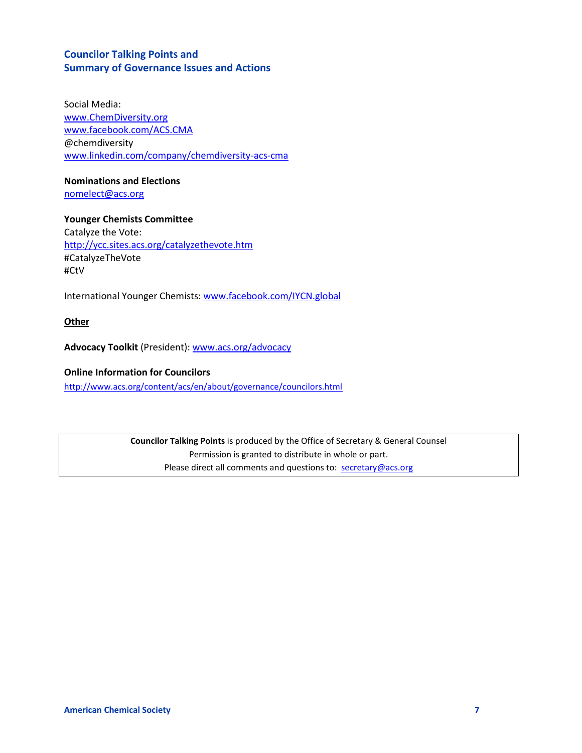## Councilor Talking Points and Summary of Governance Issues and Actions

Social Media:
www.ChemDiversity.org
www.facebook.com/ACS.CMA
@chemdiversity
www.linkedin.com/company/chemdiversity-acs-cma

**Nominations and Elections**
nomelect@acs.org

**Younger Chemists Committee**
Catalyze the Vote:
http://ycc.sites.acs.org/catalyzethevote.htm
#CatalyzeTheVote
#CtV

International Younger Chemists: www.facebook.com/IYCN.global

**Other**

**Advocacy Toolkit** (President): www.acs.org/advocacy

**Online Information for Councilors**
http://www.acs.org/content/acs/en/about/governance/councilors.html

**Councilor Talking Points** is produced by the Office of Secretary & General Counsel
Permission is granted to distribute in whole or part.
Please direct all comments and questions to: secretary@acs.org